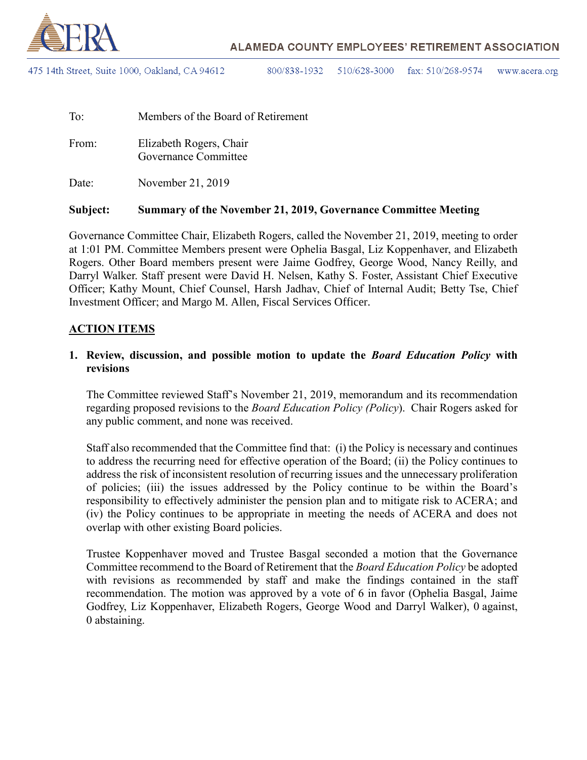ALAMEDA COUNTY EMPLOYEES' RETIREMENT ASSOCIATION

475 14th Street, Suite 1000, Oakland, CA 94612    800/838-1932    510/628-3000    fax: 510/268-9574    www.acera.org

To: Members of the Board of Retirement

From: Elizabeth Rogers, Chair
Governance Committee

Date: November 21, 2019

**Subject: Summary of the November 21, 2019, Governance Committee Meeting**

Governance Committee Chair, Elizabeth Rogers, called the November 21, 2019, meeting to order at 1:01 PM. Committee Members present were Ophelia Basgal, Liz Koppenhaver, and Elizabeth Rogers. Other Board members present were Jaime Godfrey, George Wood, Nancy Reilly, and Darryl Walker. Staff present were David H. Nelsen, Kathy S. Foster, Assistant Chief Executive Officer; Kathy Mount, Chief Counsel, Harsh Jadhav, Chief of Internal Audit; Betty Tse, Chief Investment Officer; and Margo M. Allen, Fiscal Services Officer.

## ACTION ITEMS

**1. Review, discussion, and possible motion to update the *Board Education Policy* with revisions**

The Committee reviewed Staff's November 21, 2019, memorandum and its recommendation regarding proposed revisions to the *Board Education Policy (Policy)*. Chair Rogers asked for any public comment, and none was received.

Staff also recommended that the Committee find that: (i) the Policy is necessary and continues to address the recurring need for effective operation of the Board; (ii) the Policy continues to address the risk of inconsistent resolution of recurring issues and the unnecessary proliferation of policies; (iii) the issues addressed by the Policy continue to be within the Board's responsibility to effectively administer the pension plan and to mitigate risk to ACERA; and (iv) the Policy continues to be appropriate in meeting the needs of ACERA and does not overlap with other existing Board policies.

Trustee Koppenhaver moved and Trustee Basgal seconded a motion that the Governance Committee recommend to the Board of Retirement that the *Board Education Policy* be adopted with revisions as recommended by staff and make the findings contained in the staff recommendation. The motion was approved by a vote of 6 in favor (Ophelia Basgal, Jaime Godfrey, Liz Koppenhaver, Elizabeth Rogers, George Wood and Darryl Walker), 0 against, 0 abstaining.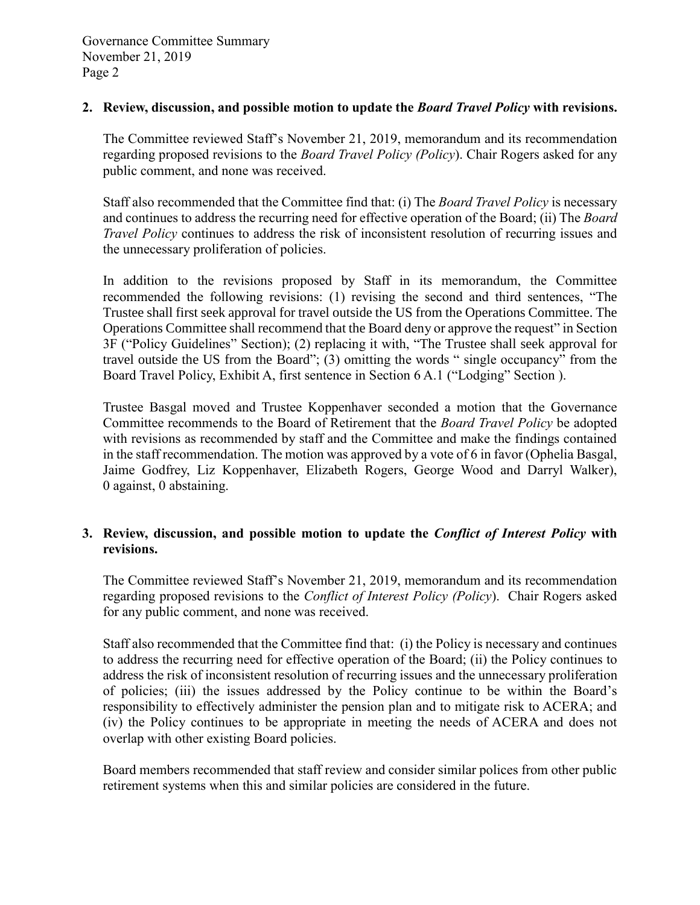2. **Review, discussion, and possible motion to update the *Board Travel Policy* with revisions.**

   The Committee reviewed Staff's November 21, 2019, memorandum and its recommendation regarding proposed revisions to the *Board Travel Policy (Policy*). Chair Rogers asked for any public comment, and none was received.

   Staff also recommended that the Committee find that: (i) The *Board Travel Policy* is necessary and continues to address the recurring need for effective operation of the Board; (ii) The *Board Travel Policy* continues to address the risk of inconsistent resolution of recurring issues and the unnecessary proliferation of policies.

   In addition to the revisions proposed by Staff in its memorandum, the Committee recommended the following revisions: (1) revising the second and third sentences, "The Trustee shall first seek approval for travel outside the US from the Operations Committee. The Operations Committee shall recommend that the Board deny or approve the request" in Section 3F ("Policy Guidelines" Section); (2) replacing it with, "The Trustee shall seek approval for travel outside the US from the Board"; (3) omitting the words " single occupancy" from the Board Travel Policy, Exhibit A, first sentence in Section 6 A.1 ("Lodging" Section ).

   Trustee Basgal moved and Trustee Koppenhaver seconded a motion that the Governance Committee recommends to the Board of Retirement that the *Board Travel Policy* be adopted with revisions as recommended by staff and the Committee and make the findings contained in the staff recommendation. The motion was approved by a vote of 6 in favor (Ophelia Basgal, Jaime Godfrey, Liz Koppenhaver, Elizabeth Rogers, George Wood and Darryl Walker), 0 against, 0 abstaining.

3. **Review, discussion, and possible motion to update the *Conflict of Interest Policy* with revisions.**

   The Committee reviewed Staff's November 21, 2019, memorandum and its recommendation regarding proposed revisions to the *Conflict of Interest Policy (Policy*). Chair Rogers asked for any public comment, and none was received.

   Staff also recommended that the Committee find that: (i) the Policy is necessary and continues to address the recurring need for effective operation of the Board; (ii) the Policy continues to address the risk of inconsistent resolution of recurring issues and the unnecessary proliferation of policies; (iii) the issues addressed by the Policy continue to be within the Board's responsibility to effectively administer the pension plan and to mitigate risk to ACERA; and (iv) the Policy continues to be appropriate in meeting the needs of ACERA and does not overlap with other existing Board policies.

   Board members recommended that staff review and consider similar polices from other public retirement systems when this and similar policies are considered in the future.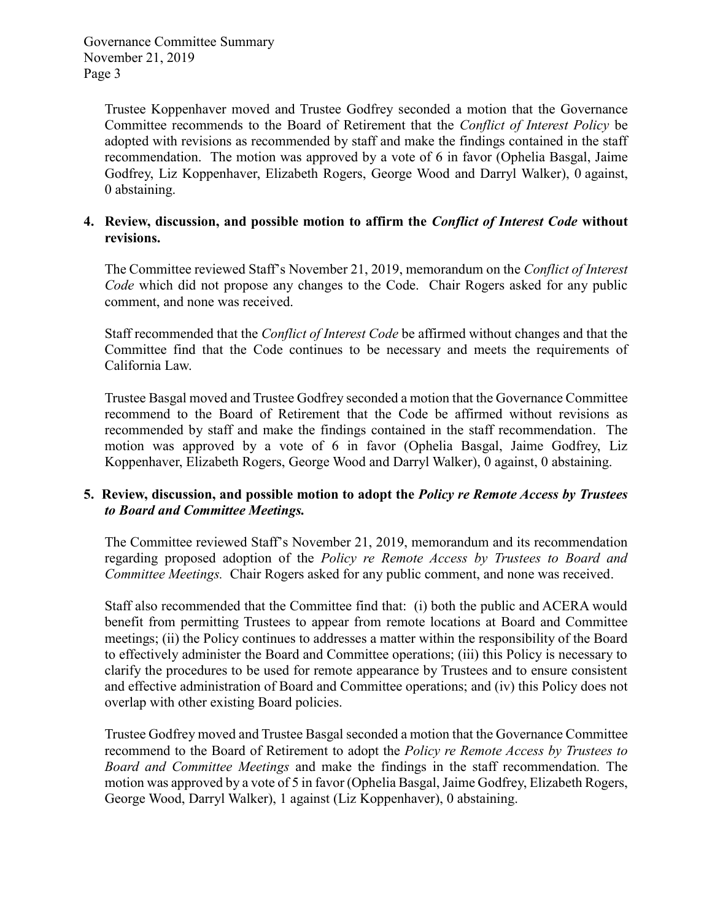Trustee Koppenhaver moved and Trustee Godfrey seconded a motion that the Governance Committee recommends to the Board of Retirement that the *Conflict of Interest Policy* be adopted with revisions as recommended by staff and make the findings contained in the staff recommendation. The motion was approved by a vote of 6 in favor (Ophelia Basgal, Jaime Godfrey, Liz Koppenhaver, Elizabeth Rogers, George Wood and Darryl Walker), 0 against, 0 abstaining.

**4. Review, discussion, and possible motion to affirm the *Conflict of Interest Code* without revisions.**

The Committee reviewed Staff's November 21, 2019, memorandum on the *Conflict of Interest Code* which did not propose any changes to the Code. Chair Rogers asked for any public comment, and none was received.

Staff recommended that the *Conflict of Interest Code* be affirmed without changes and that the Committee find that the Code continues to be necessary and meets the requirements of California Law.

Trustee Basgal moved and Trustee Godfrey seconded a motion that the Governance Committee recommend to the Board of Retirement that the Code be affirmed without revisions as recommended by staff and make the findings contained in the staff recommendation. The motion was approved by a vote of 6 in favor (Ophelia Basgal, Jaime Godfrey, Liz Koppenhaver, Elizabeth Rogers, George Wood and Darryl Walker), 0 against, 0 abstaining.

**5. Review, discussion, and possible motion to adopt the *Policy re Remote Access by Trustees to Board and Committee Meetings.***

The Committee reviewed Staff's November 21, 2019, memorandum and its recommendation regarding proposed adoption of the *Policy re Remote Access by Trustees to Board and Committee Meetings.* Chair Rogers asked for any public comment, and none was received.

Staff also recommended that the Committee find that: (i) both the public and ACERA would benefit from permitting Trustees to appear from remote locations at Board and Committee meetings; (ii) the Policy continues to addresses a matter within the responsibility of the Board to effectively administer the Board and Committee operations; (iii) this Policy is necessary to clarify the procedures to be used for remote appearance by Trustees and to ensure consistent and effective administration of Board and Committee operations; and (iv) this Policy does not overlap with other existing Board policies.

Trustee Godfrey moved and Trustee Basgal seconded a motion that the Governance Committee recommend to the Board of Retirement to adopt the *Policy re Remote Access by Trustees to Board and Committee Meetings* and make the findings in the staff recommendation. The motion was approved by a vote of 5 in favor (Ophelia Basgal, Jaime Godfrey, Elizabeth Rogers, George Wood, Darryl Walker), 1 against (Liz Koppenhaver), 0 abstaining.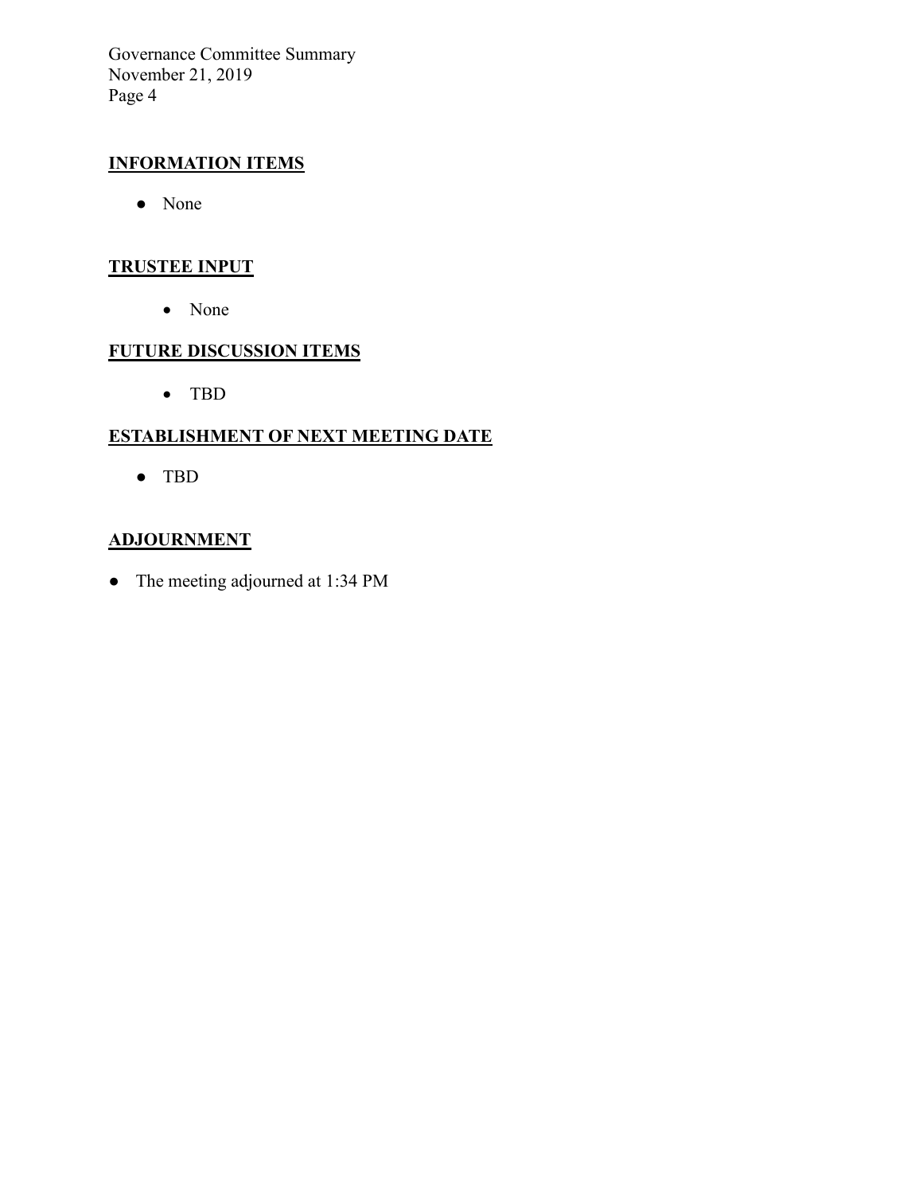## INFORMATION ITEMS

- None

## TRUSTEE INPUT

- None

## FUTURE DISCUSSION ITEMS

- TBD

## ESTABLISHMENT OF NEXT MEETING DATE

- TBD

## ADJOURNMENT

- The meeting adjourned at 1:34 PM